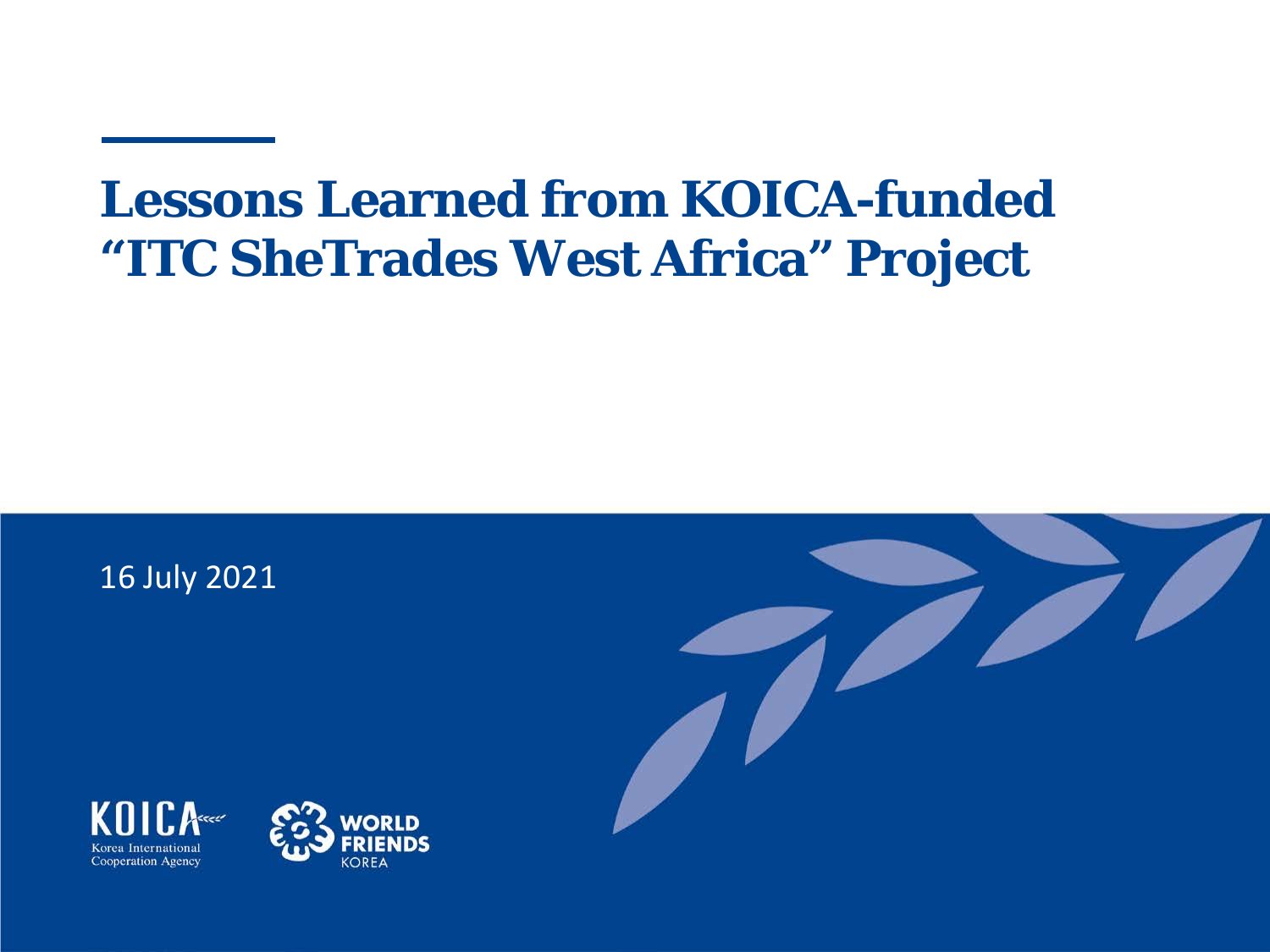# Lessons Learned from KOICA-funded "ITC SheTrades West Africa" Project

16 July 2021

KOICA Korea International Cooperation Agency

WORLD FRIENDS KOREA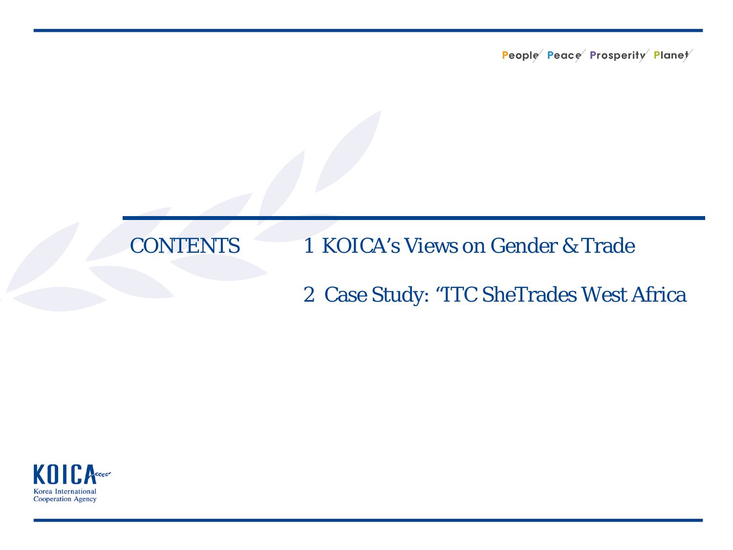# CONTENTS

1 KOICA's Views on Gender & Trade

2 Case Study: "ITC SheTrades West Africa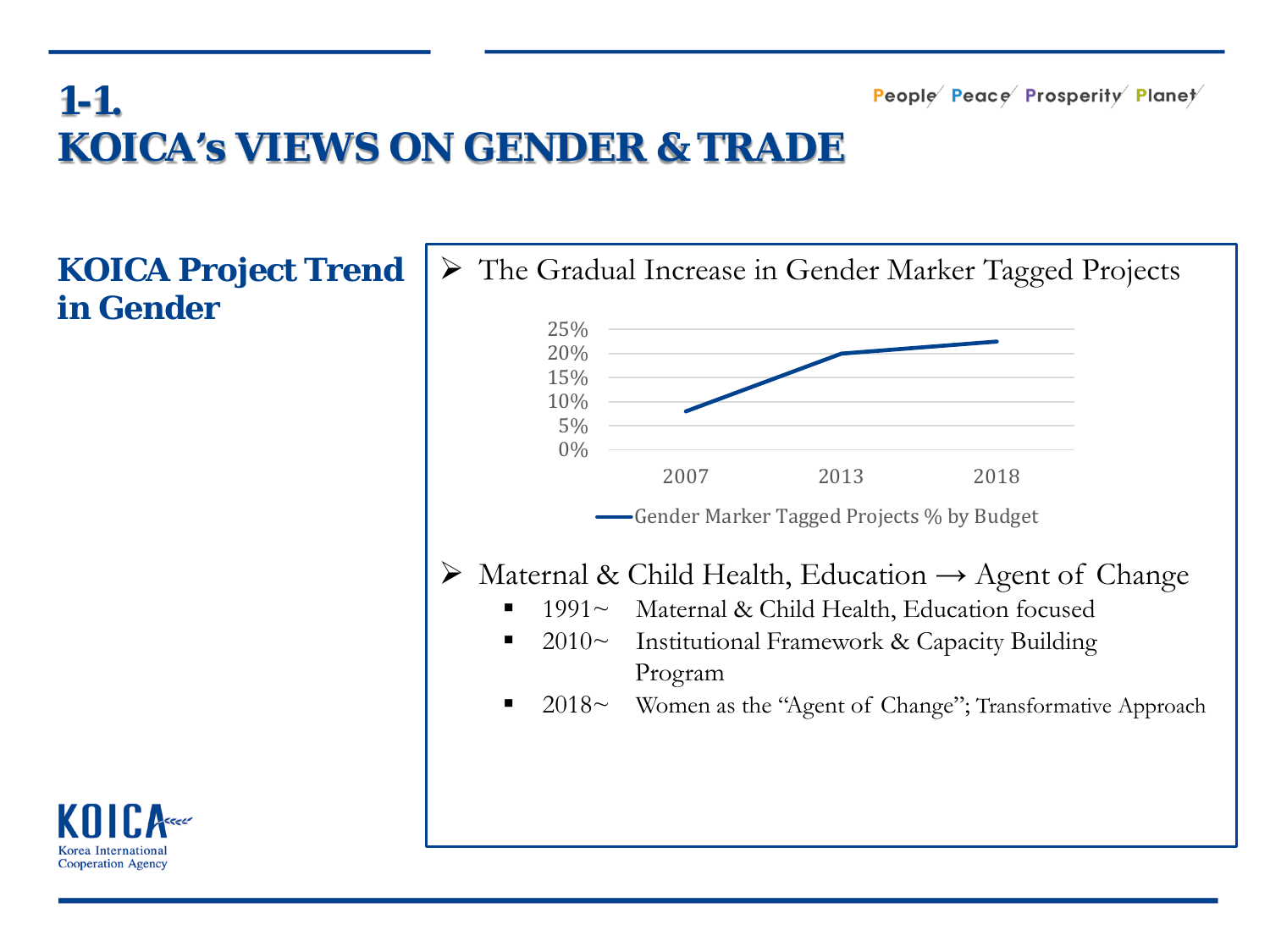# 1-1. KOICA's VIEWS ON GENDER & TRADE

People Peace Prosperity Planet

## KOICA Project Trend in Gender

- The Gradual Increase in Gender Marker Tagged Projects

25%
20%
15%
10%
5%
0%

2007 2013 2018

Gender Marker Tagged Projects % by Budget

- Maternal & Child Health, Education → Agent of Change
  - 1991~ Maternal & Child Health, Education focused
  - 2010~ Institutional Framework & Capacity Building Program
  - 2018~ Women as the "Agent of Change"; Transformative Approach

KOICA
Korea International Cooperation Agency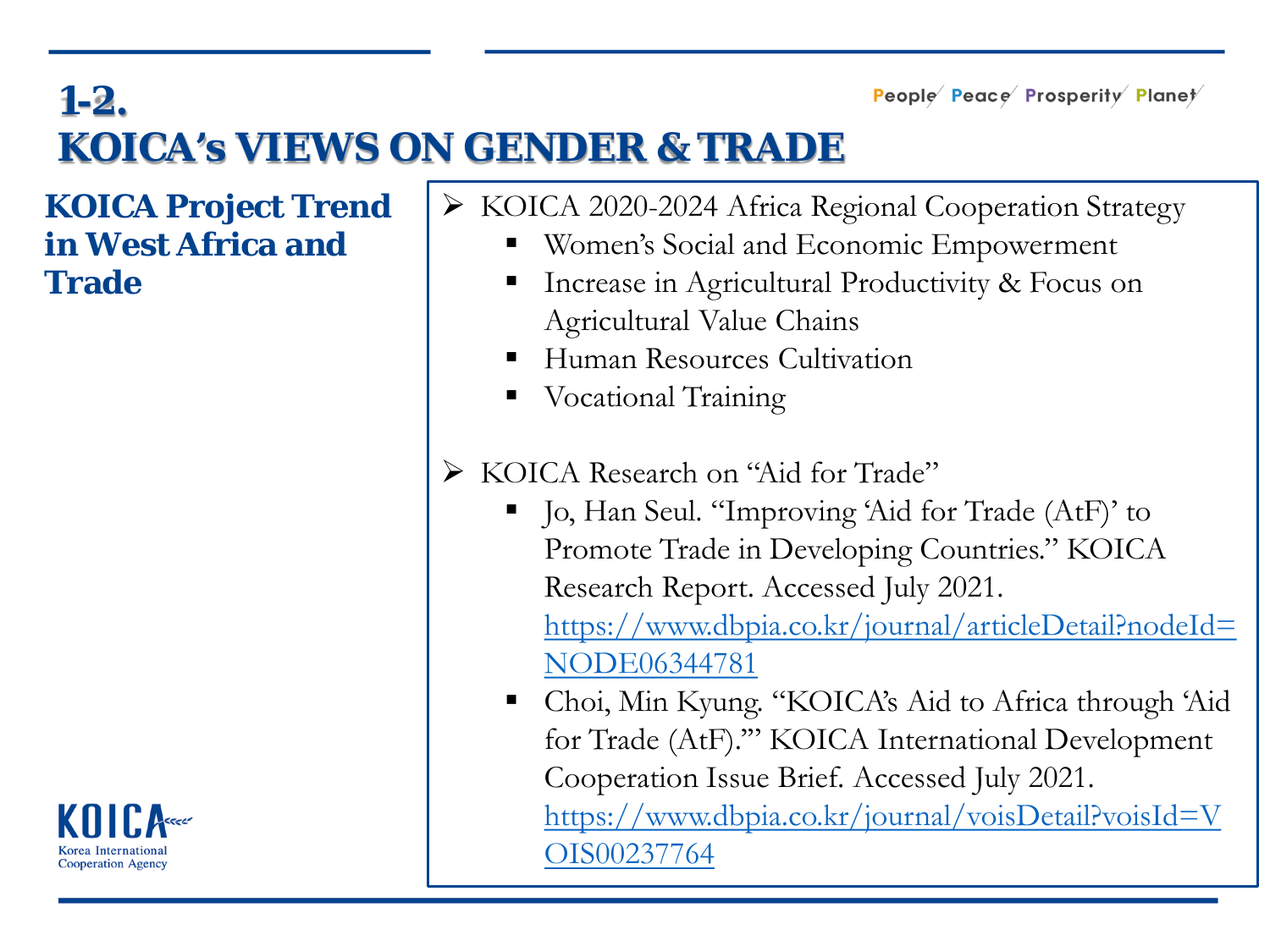# 1-2. KOICA's VIEWS ON GENDER & TRADE

People Peace Prosperity Planet

## KOICA Project Trend in West Africa and Trade

- KOICA 2020-2024 Africa Regional Cooperation Strategy
  - Women's Social and Economic Empowerment
  - Increase in Agricultural Productivity & Focus on Agricultural Value Chains
  - Human Resources Cultivation
  - Vocational Training

- KOICA Research on "Aid for Trade"
  - Jo, Han Seul. "Improving 'Aid for Trade (AtF)' to Promote Trade in Developing Countries." KOICA Research Report. Accessed July 2021. https://www.dbpia.co.kr/journal/articleDetail?nodeId=NODE06344781
  - Choi, Min Kyung. "KOICA's Aid to Africa through 'Aid for Trade (AtF).'" KOICA International Development Cooperation Issue Brief. Accessed July 2021. https://www.dbpia.co.kr/journal/voisDetail?voisId=VOIS00237764

KOICA
Korea International Cooperation Agency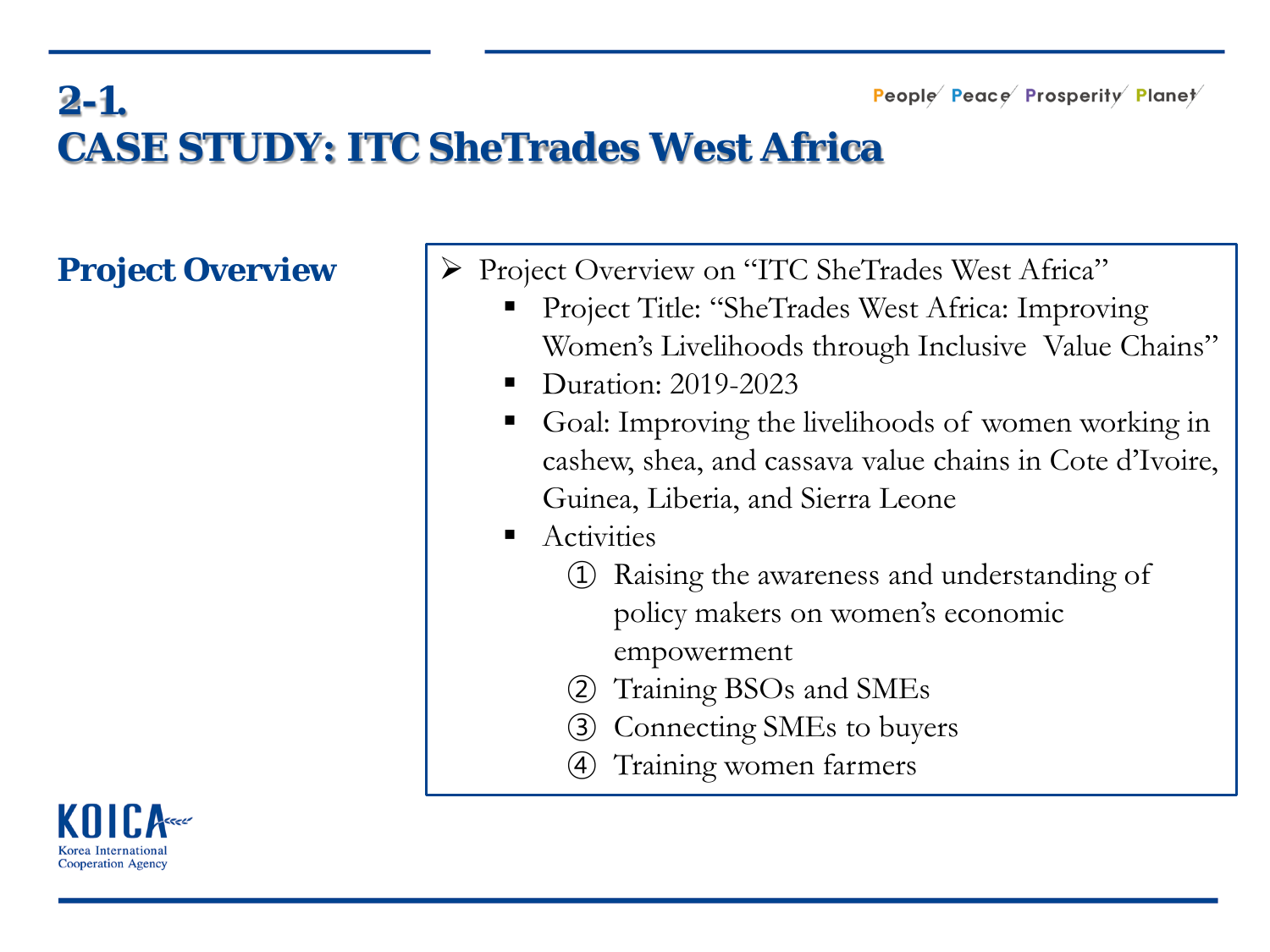# 2-1. CASE STUDY: ITC SheTrades West Africa

People Peace Prosperity Planet

## Project Overview

- Project Overview on "ITC SheTrades West Africa"
  - Project Title: "SheTrades West Africa: Improving Women's Livelihoods through Inclusive Value Chains"
  - Duration: 2019-2023
  - Goal: Improving the livelihoods of women working in cashew, shea, and cassava value chains in Cote d'Ivoire, Guinea, Liberia, and Sierra Leone
  - Activities
    1. Raising the awareness and understanding of policy makers on women's economic empowerment
    2. Training BSOs and SMEs
    3. Connecting SMEs to buyers
    4. Training women farmers

KOICA
Korea International Cooperation Agency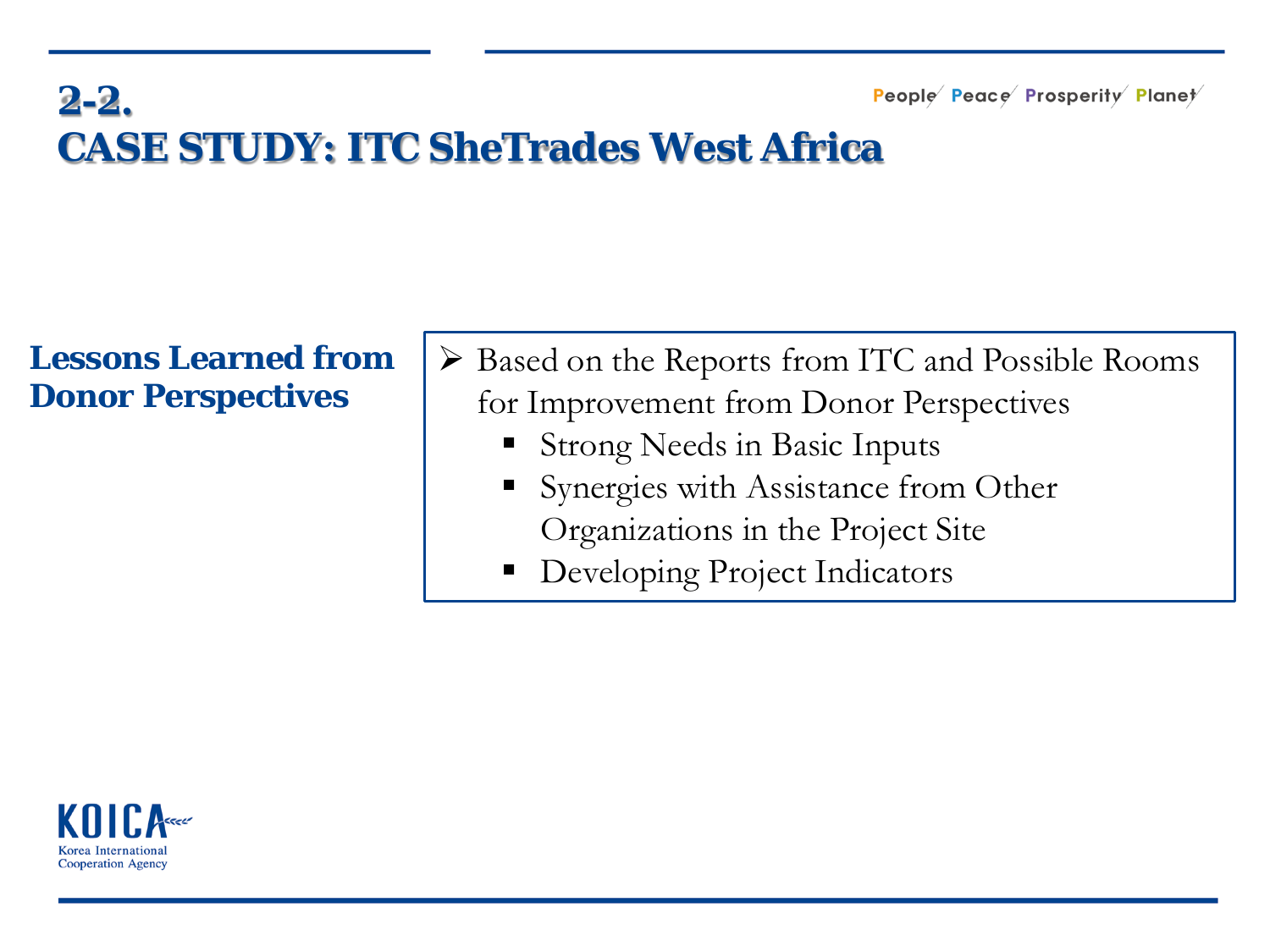# 2-2.
# CASE STUDY: ITC SheTrades West Africa

People Peace Prosperity Planet

## Lessons Learned from Donor Perspectives

- Based on the Reports from ITC and Possible Rooms for Improvement from Donor Perspectives
  - Strong Needs in Basic Inputs
  - Synergies with Assistance from Other Organizations in the Project Site
  - Developing Project Indicators

KOICA
Korea International Cooperation Agency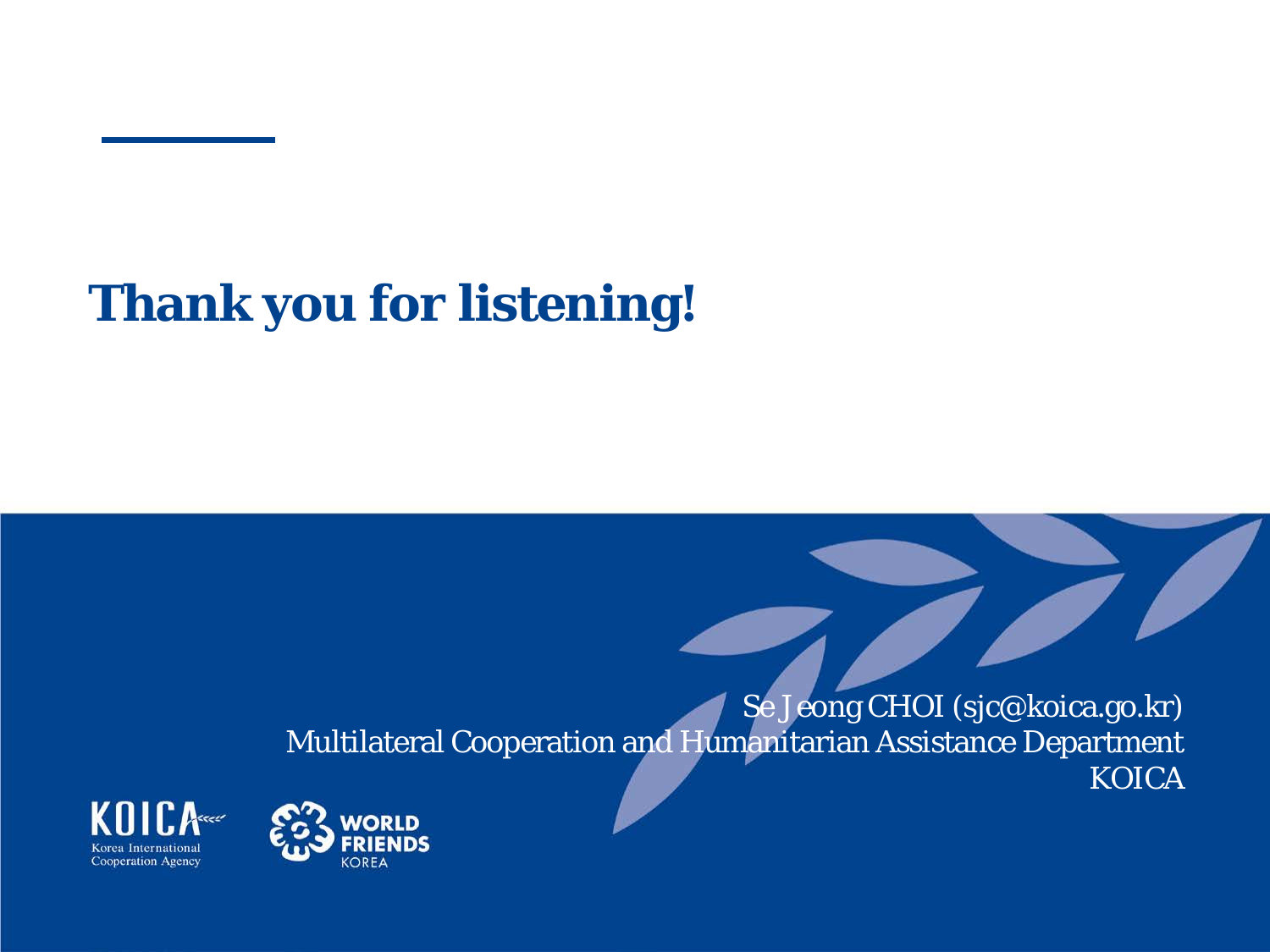# Thank you for listening!

Se Jeong CHOI (sjc@koica.go.kr)
Multilateral Cooperation and Humanitarian Assistance Department
KOICA

KOICA
Korea International
Cooperation Agency

WORLD
FRIENDS
KOREA